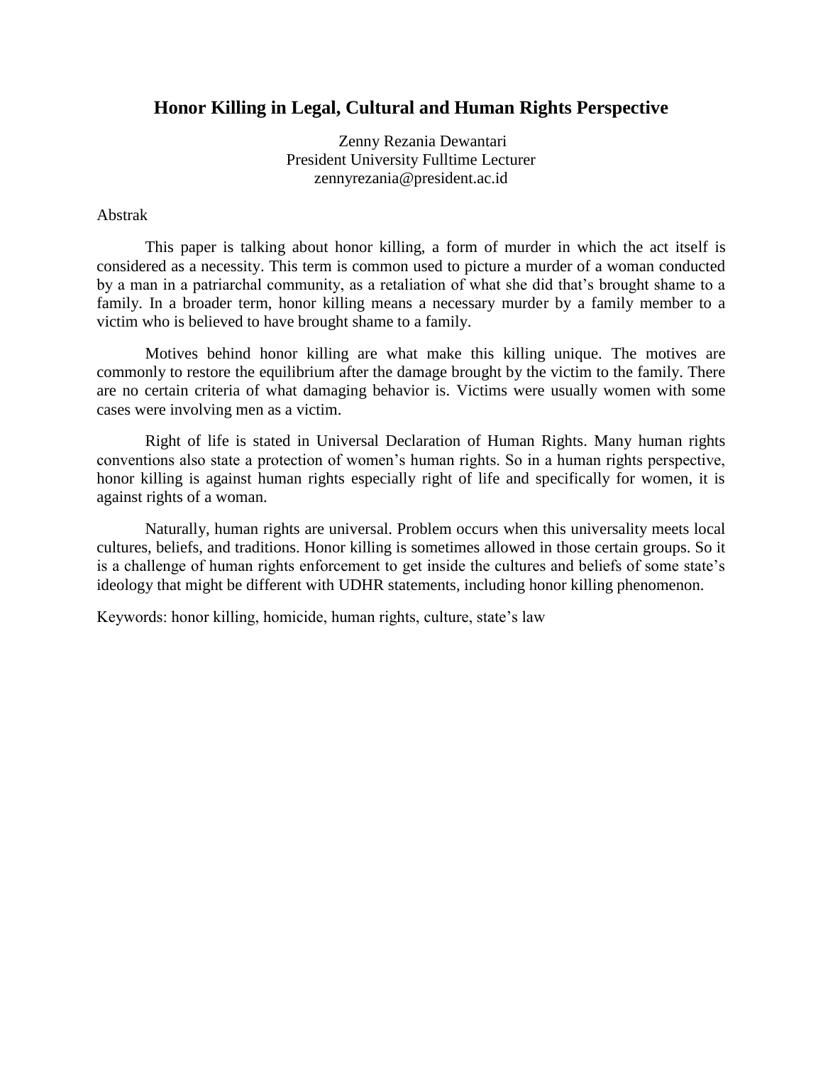# Honor Killing in Legal, Cultural and Human Rights Perspective

Zenny Rezania Dewantari
President University Fulltime Lecturer
zennyrezania@president.ac.id

Abstrak

This paper is talking about honor killing, a form of murder in which the act itself is considered as a necessity. This term is common used to picture a murder of a woman conducted by a man in a patriarchal community, as a retaliation of what she did that's brought shame to a family. In a broader term, honor killing means a necessary murder by a family member to a victim who is believed to have brought shame to a family.

Motives behind honor killing are what make this killing unique. The motives are commonly to restore the equilibrium after the damage brought by the victim to the family. There are no certain criteria of what damaging behavior is. Victims were usually women with some cases were involving men as a victim.

Right of life is stated in Universal Declaration of Human Rights. Many human rights conventions also state a protection of women's human rights. So in a human rights perspective, honor killing is against human rights especially right of life and specifically for women, it is against rights of a woman.

Naturally, human rights are universal. Problem occurs when this universality meets local cultures, beliefs, and traditions. Honor killing is sometimes allowed in those certain groups. So it is a challenge of human rights enforcement to get inside the cultures and beliefs of some state's ideology that might be different with UDHR statements, including honor killing phenomenon.

Keywords: honor killing, homicide, human rights, culture, state's law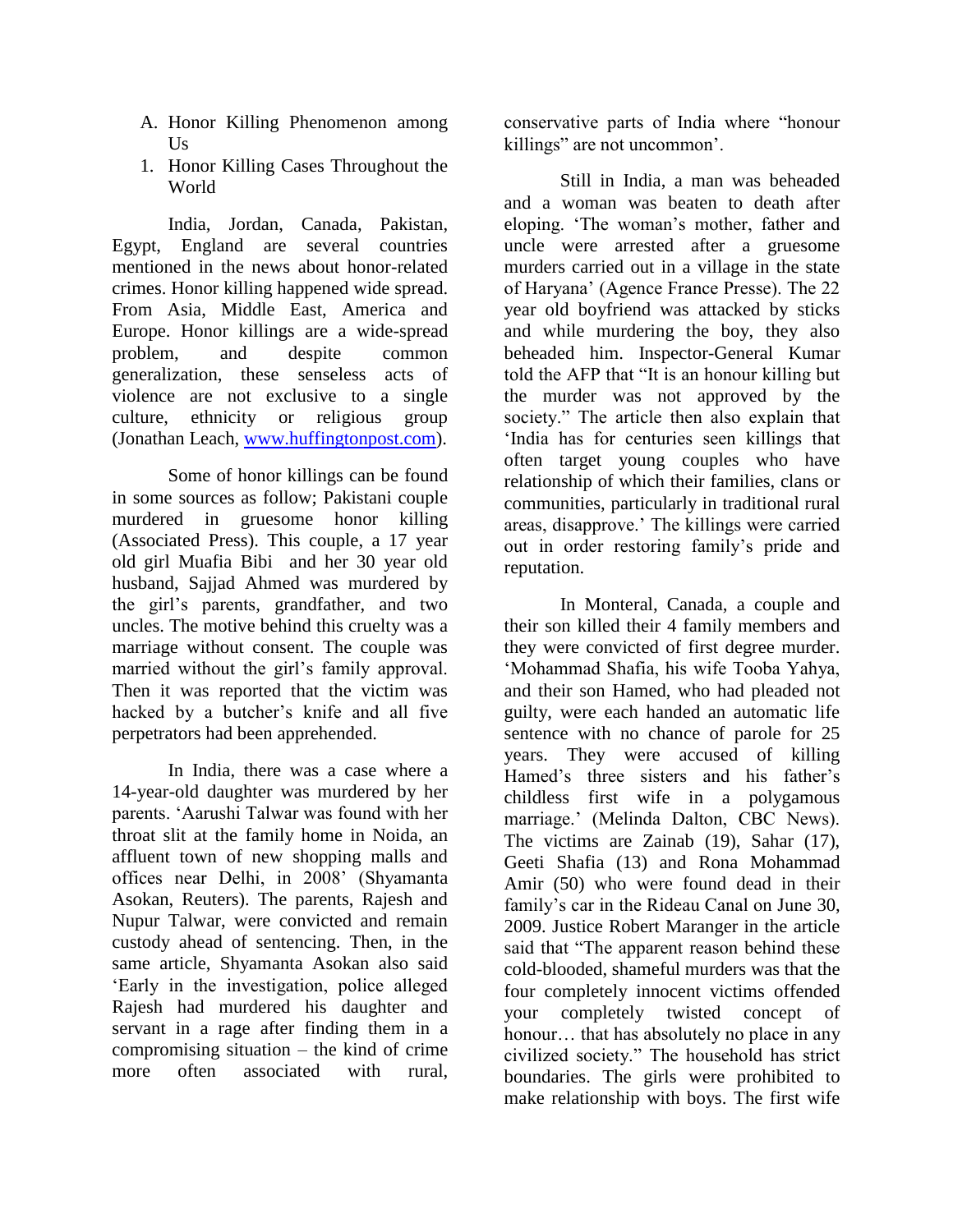A. Honor Killing Phenomenon among Us

1. Honor Killing Cases Throughout the World

India, Jordan, Canada, Pakistan, Egypt, England are several countries mentioned in the news about honor-related crimes. Honor killing happened wide spread. From Asia, Middle East, America and Europe. Honor killings are a wide-spread problem, and despite common generalization, these senseless acts of violence are not exclusive to a single culture, ethnicity or religious group (Jonathan Leach, www.huffingtonpost.com).

Some of honor killings can be found in some sources as follow; Pakistani couple murdered in gruesome honor killing (Associated Press). This couple, a 17 year old girl Muafia Bibi and her 30 year old husband, Sajjad Ahmed was murdered by the girl's parents, grandfather, and two uncles. The motive behind this cruelty was a marriage without consent. The couple was married without the girl's family approval. Then it was reported that the victim was hacked by a butcher's knife and all five perpetrators had been apprehended.

In India, there was a case where a 14-year-old daughter was murdered by her parents. 'Aarushi Talwar was found with her throat slit at the family home in Noida, an affluent town of new shopping malls and offices near Delhi, in 2008' (Shyamanta Asokan, Reuters). The parents, Rajesh and Nupur Talwar, were convicted and remain custody ahead of sentencing. Then, in the same article, Shyamanta Asokan also said 'Early in the investigation, police alleged Rajesh had murdered his daughter and servant in a rage after finding them in a compromising situation – the kind of crime more often associated with rural, conservative parts of India where "honour killings" are not uncommon'.

Still in India, a man was beheaded and a woman was beaten to death after eloping. 'The woman's mother, father and uncle were arrested after a gruesome murders carried out in a village in the state of Haryana' (Agence France Presse). The 22 year old boyfriend was attacked by sticks and while murdering the boy, they also beheaded him. Inspector-General Kumar told the AFP that "It is an honour killing but the murder was not approved by the society." The article then also explain that 'India has for centuries seen killings that often target young couples who have relationship of which their families, clans or communities, particularly in traditional rural areas, disapprove.' The killings were carried out in order restoring family's pride and reputation.

In Monteral, Canada, a couple and their son killed their 4 family members and they were convicted of first degree murder. 'Mohammad Shafia, his wife Tooba Yahya, and their son Hamed, who had pleaded not guilty, were each handed an automatic life sentence with no chance of parole for 25 years. They were accused of killing Hamed's three sisters and his father's childless first wife in a polygamous marriage.' (Melinda Dalton, CBC News). The victims are Zainab (19), Sahar (17), Geeti Shafia (13) and Rona Mohammad Amir (50) who were found dead in their family's car in the Rideau Canal on June 30, 2009. Justice Robert Maranger in the article said that "The apparent reason behind these cold-blooded, shameful murders was that the four completely innocent victims offended your completely twisted concept of honour… that has absolutely no place in any civilized society." The household has strict boundaries. The girls were prohibited to make relationship with boys. The first wife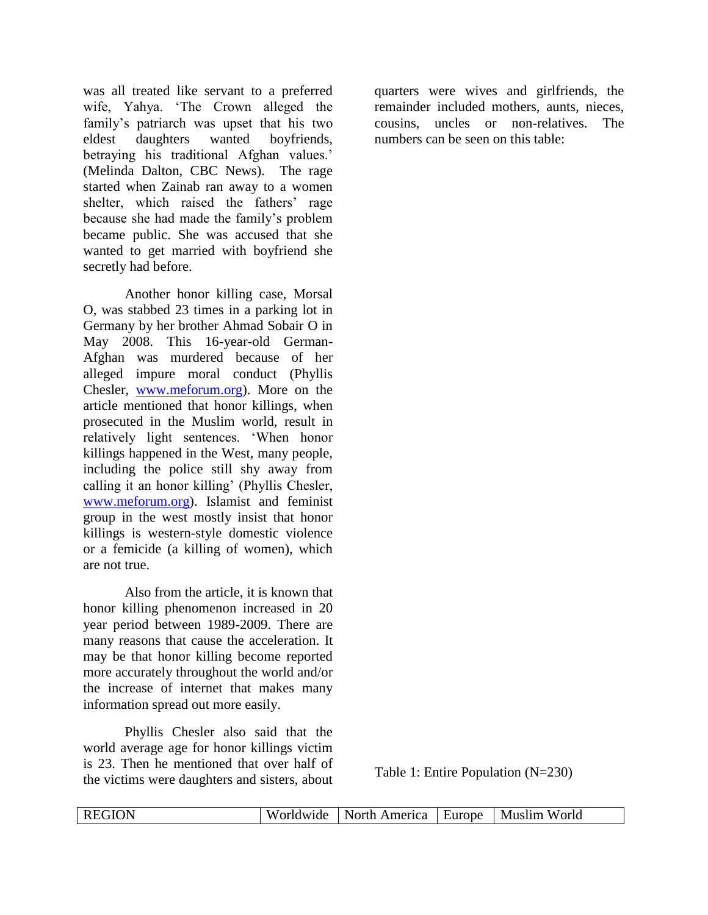was all treated like servant to a preferred wife, Yahya. 'The Crown alleged the family's patriarch was upset that his two eldest daughters wanted boyfriends, betraying his traditional Afghan values.' (Melinda Dalton, CBC News). The rage started when Zainab ran away to a women shelter, which raised the fathers' rage because she had made the family's problem became public. She was accused that she wanted to get married with boyfriend she secretly had before.

Another honor killing case, Morsal O, was stabbed 23 times in a parking lot in Germany by her brother Ahmad Sobair O in May 2008. This 16-year-old German-Afghan was murdered because of her alleged impure moral conduct (Phyllis Chesler, www.meforum.org). More on the article mentioned that honor killings, when prosecuted in the Muslim world, result in relatively light sentences. 'When honor killings happened in the West, many people, including the police still shy away from calling it an honor killing' (Phyllis Chesler, www.meforum.org). Islamist and feminist group in the west mostly insist that honor killings is western-style domestic violence or a femicide (a killing of women), which are not true.

Also from the article, it is known that honor killing phenomenon increased in 20 year period between 1989-2009. There are many reasons that cause the acceleration. It may be that honor killing become reported more accurately throughout the world and/or the increase of internet that makes many information spread out more easily.

Phyllis Chesler also said that the world average age for honor killings victim is 23. Then he mentioned that over half of the victims were daughters and sisters, about quarters were wives and girlfriends, the remainder included mothers, aunts, nieces, cousins, uncles or non-relatives. The numbers can be seen on this table:

Table 1: Entire Population (N=230)

| REGION | Worldwide | North America | Europe | Muslim World |
|---|---|---|---|---|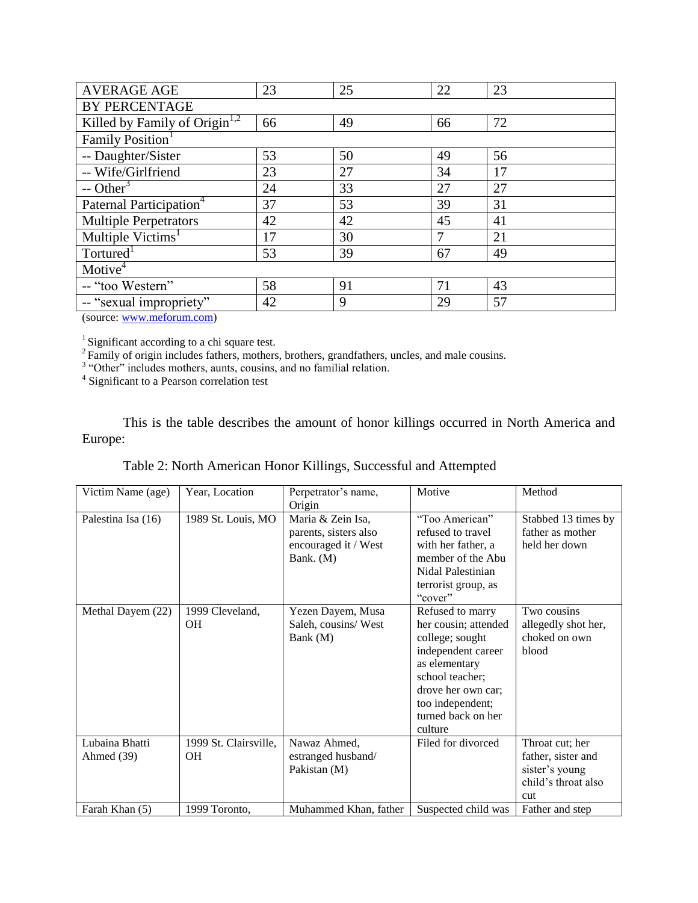| AVERAGE AGE | 23 | 25 | 22 | 23 |
|---|---|---|---|---|
| BY PERCENTAGE | | | | |
| Killed by Family of Origin[1,2] | 66 | 49 | 66 | 72 |
| Family Position[1] | | | | |
| -- Daughter/Sister | 53 | 50 | 49 | 56 |
| -- Wife/Girlfriend | 23 | 27 | 34 | 17 |
| -- Other[3] | 24 | 33 | 27 | 27 |
| Paternal Participation[4] | 37 | 53 | 39 | 31 |
| Multiple Perpetrators | 42 | 42 | 45 | 41 |
| Multiple Victims[1] | 17 | 30 | 7 | 21 |
| Tortured[1] | 53 | 39 | 67 | 49 |
| Motive[4] | | | | |
| -- "too Western" | 58 | 91 | 71 | 43 |
| -- "sexual impropriety" | 42 | 9 | 29 | 57 |

(source: www.meforum.com)

[1] Significant according to a chi square test.
[2] Family of origin includes fathers, mothers, brothers, grandfathers, uncles, and male cousins.
[3] "Other" includes mothers, aunts, cousins, and no familial relation.
[4] Significant to a Pearson correlation test

This is the table describes the amount of honor killings occurred in North America and Europe:

Table 2: North American Honor Killings, Successful and Attempted

| Victim Name (age) | Year, Location | Perpetrator's name, Origin | Motive | Method |
|---|---|---|---|---|
| Palestina Isa (16) | 1989 St. Louis, MO | Maria & Zein Isa, parents, sisters also encouraged it / West Bank. (M) | "Too American" refused to travel with her father, a member of the Abu Nidal Palestinian terrorist group, as "cover" | Stabbed 13 times by father as mother held her down |
| Methal Dayem (22) | 1999 Cleveland, OH | Yezen Dayem, Musa Saleh, cousins/ West Bank (M) | Refused to marry her cousin; attended college; sought independent career as elementary school teacher; drove her own car; too independent; turned back on her culture | Two cousins allegedly shot her, choked on own blood |
| Lubaina Bhatti Ahmed (39) | 1999 St. Clairsville, OH | Nawaz Ahmed, estranged husband/ Pakistan (M) | Filed for divorced | Throat cut; her father, sister and sister's young child's throat also cut |
| Farah Khan (5) | 1999 Toronto, | Muhammed Khan, father | Suspected child was | Father and step |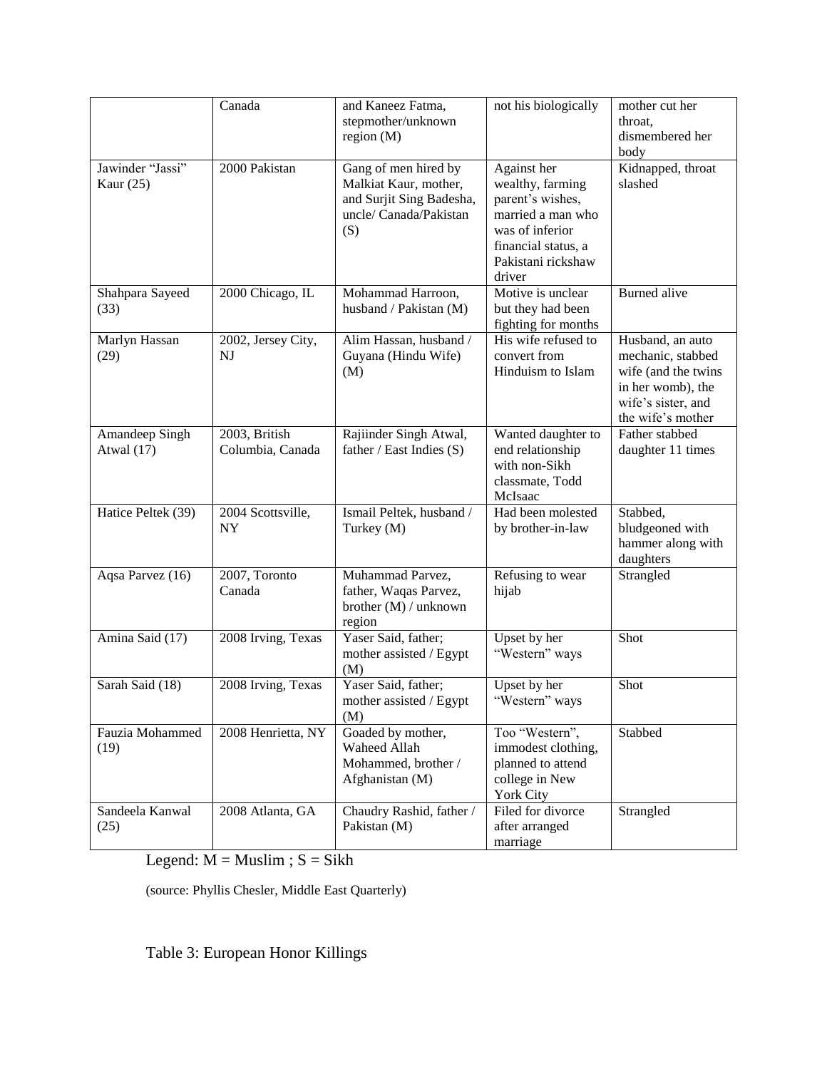|  | Canada | and Kaneez Fatma, stepmother/unknown region (M) | not his biologically | mother cut her throat, dismembered her body |
| --- | --- | --- | --- | --- |
| Jawinder "Jassi" Kaur (25) | 2000 Pakistan | Gang of men hired by Malkiat Kaur, mother, and Surjit Sing Badesha, uncle/ Canada/Pakistan (S) | Against her wealthy, farming parent's wishes, married a man who was of inferior financial status, a Pakistani rickshaw driver | Kidnapped, throat slashed |
| Shahpara Sayeed (33) | 2000 Chicago, IL | Mohammad Harroon, husband / Pakistan (M) | Motive is unclear but they had been fighting for months | Burned alive |
| Marlyn Hassan (29) | 2002, Jersey City, NJ | Alim Hassan, husband / Guyana (Hindu Wife) (M) | His wife refused to convert from Hinduism to Islam | Husband, an auto mechanic, stabbed wife (and the twins in her womb), the wife's sister, and the wife's mother |
| Amandeep Singh Atwal (17) | 2003, British Columbia, Canada | Rajiinder Singh Atwal, father / East Indies (S) | Wanted daughter to end relationship with non-Sikh classmate, Todd McIsaac | Father stabbed daughter 11 times |
| Hatice Peltek (39) | 2004 Scottsville, NY | Ismail Peltek, husband / Turkey (M) | Had been molested by brother-in-law | Stabbed, bludgeoned with hammer along with daughters |
| Aqsa Parvez (16) | 2007, Toronto Canada | Muhammad Parvez, father, Waqas Parvez, brother (M) / unknown region | Refusing to wear hijab | Strangled |
| Amina Said (17) | 2008 Irving, Texas | Yaser Said, father; mother assisted / Egypt (M) | Upset by her "Western" ways | Shot |
| Sarah Said (18) | 2008 Irving, Texas | Yaser Said, father; mother assisted / Egypt (M) | Upset by her "Western" ways | Shot |
| Fauzia Mohammed (19) | 2008 Henrietta, NY | Goaded by mother, Waheed Allah Mohammed, brother / Afghanistan (M) | Too "Western", immodest clothing, planned to attend college in New York City | Stabbed |
| Sandeela Kanwal (25) | 2008 Atlanta, GA | Chaudry Rashid, father / Pakistan (M) | Filed for divorce after arranged marriage | Strangled |

Legend: M = Muslim ; S = Sikh

(source: Phyllis Chesler, Middle East Quarterly)

Table 3: European Honor Killings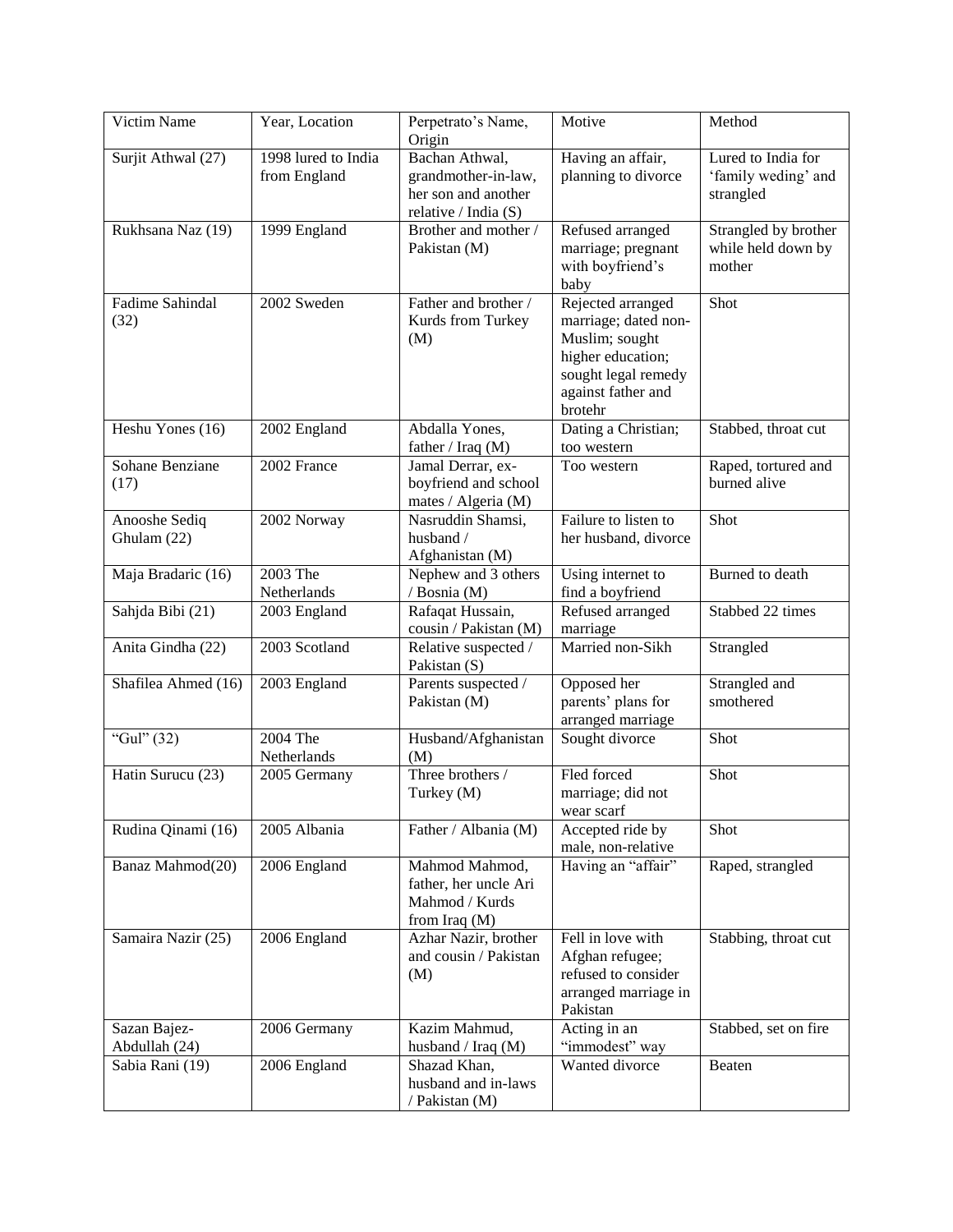| Victim Name | Year, Location | Perpetrato's Name, Origin | Motive | Method |
| --- | --- | --- | --- | --- |
| Surjit Athwal (27) | 1998 lured to India from England | Bachan Athwal, grandmother-in-law, her son and another relative / India (S) | Having an affair, planning to divorce | Lured to India for 'family weding' and strangled |
| Rukhsana Naz (19) | 1999 England | Brother and mother / Pakistan (M) | Refused arranged marriage; pregnant with boyfriend's baby | Strangled by brother while held down by mother |
| Fadime Sahindal (32) | 2002 Sweden | Father and brother / Kurds from Turkey (M) | Rejected arranged marriage; dated non-Muslim; sought higher education; sought legal remedy against father and brotehr | Shot |
| Heshu Yones (16) | 2002 England | Abdalla Yones, father / Iraq (M) | Dating a Christian; too western | Stabbed, throat cut |
| Sohane Benziane (17) | 2002 France | Jamal Derrar, ex-boyfriend and school mates / Algeria (M) | Too western | Raped, tortured and burned alive |
| Anooshe Sediq Ghulam (22) | 2002 Norway | Nasruddin Shamsi, husband / Afghanistan (M) | Failure to listen to her husband, divorce | Shot |
| Maja Bradaric (16) | 2003 The Netherlands | Nephew and 3 others / Bosnia (M) | Using internet to find a boyfriend | Burned to death |
| Sahjda Bibi (21) | 2003 England | Rafaqat Hussain, cousin / Pakistan (M) | Refused arranged marriage | Stabbed 22 times |
| Anita Gindha (22) | 2003 Scotland | Relative suspected / Pakistan (S) | Married non-Sikh | Strangled |
| Shafilea Ahmed (16) | 2003 England | Parents suspected / Pakistan (M) | Opposed her parents' plans for arranged marriage | Strangled and smothered |
| "Gul" (32) | 2004 The Netherlands | Husband/Afghanistan (M) | Sought divorce | Shot |
| Hatin Surucu (23) | 2005 Germany | Three brothers / Turkey (M) | Fled forced marriage; did not wear scarf | Shot |
| Rudina Qinami (16) | 2005 Albania | Father / Albania (M) | Accepted ride by male, non-relative | Shot |
| Banaz Mahmod(20) | 2006 England | Mahmod Mahmod, father, her uncle Ari Mahmod / Kurds from Iraq (M) | Having an "affair" | Raped, strangled |
| Samaira Nazir (25) | 2006 England | Azhar Nazir, brother and cousin / Pakistan (M) | Fell in love with Afghan refugee; refused to consider arranged marriage in Pakistan | Stabbing, throat cut |
| Sazan Bajez-Abdullah (24) | 2006 Germany | Kazim Mahmud, husband / Iraq (M) | Acting in an "immodest" way | Stabbed, set on fire |
| Sabia Rani (19) | 2006 England | Shazad Khan, husband and in-laws / Pakistan (M) | Wanted divorce | Beaten |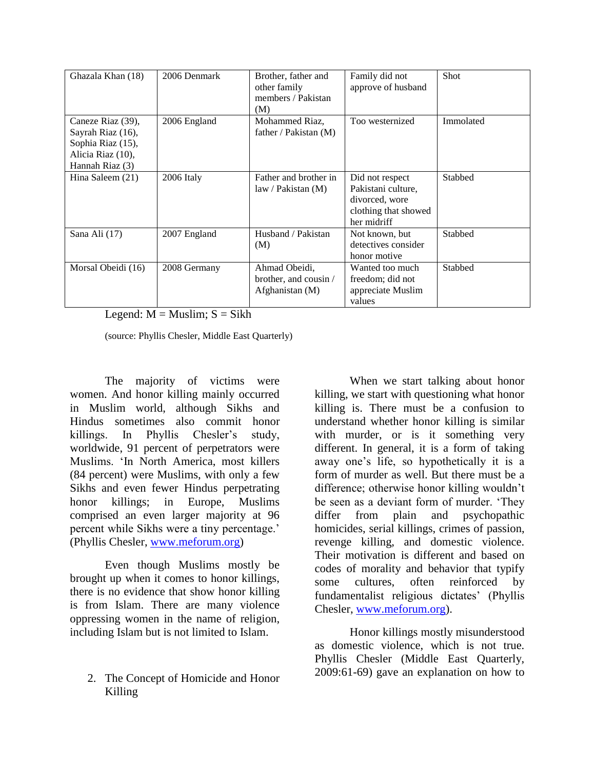| | | | | |
|---|---|---|---|---|
| Ghazala Khan (18) | 2006 Denmark | Brother, father and other family members / Pakistan (M) | Family did not approve of husband | Shot |
| Caneze Riaz (39), Sayrah Riaz (16), Sophia Riaz (15), Alicia Riaz (10), Hannah Riaz (3) | 2006 England | Mohammed Riaz, father / Pakistan (M) | Too westernized | Immolated |
| Hina Saleem (21) | 2006 Italy | Father and brother in law / Pakistan (M) | Did not respect Pakistani culture, divorced, wore clothing that showed her midriff | Stabbed |
| Sana Ali (17) | 2007 England | Husband / Pakistan (M) | Not known, but detectives consider honor motive | Stabbed |
| Morsal Obeidi (16) | 2008 Germany | Ahmad Obeidi, brother, and cousin / Afghanistan (M) | Wanted too much freedom; did not appreciate Muslim values | Stabbed |

Legend: M = Muslim; S = Sikh

(source: Phyllis Chesler, Middle East Quarterly)

The majority of victims were women. And honor killing mainly occurred in Muslim world, although Sikhs and Hindus sometimes also commit honor killings. In Phyllis Chesler's study, worldwide, 91 percent of perpetrators were Muslims. 'In North America, most killers (84 percent) were Muslims, with only a few Sikhs and even fewer Hindus perpetrating honor killings; in Europe, Muslims comprised an even larger majority at 96 percent while Sikhs were a tiny percentage.' (Phyllis Chesler, www.meforum.org)

Even though Muslims mostly be brought up when it comes to honor killings, there is no evidence that show honor killing is from Islam. There are many violence oppressing women in the name of religion, including Islam but is not limited to Islam.

2. The Concept of Homicide and Honor Killing

When we start talking about honor killing, we start with questioning what honor killing is. There must be a confusion to understand whether honor killing is similar with murder, or is it something very different. In general, it is a form of taking away one's life, so hypothetically it is a form of murder as well. But there must be a difference; otherwise honor killing wouldn't be seen as a deviant form of murder. 'They differ from plain and psychopathic homicides, serial killings, crimes of passion, revenge killing, and domestic violence. Their motivation is different and based on codes of morality and behavior that typify some cultures, often reinforced by fundamentalist religious dictates' (Phyllis Chesler, www.meforum.org).

Honor killings mostly misunderstood as domestic violence, which is not true. Phyllis Chesler (Middle East Quarterly, 2009:61-69) gave an explanation on how to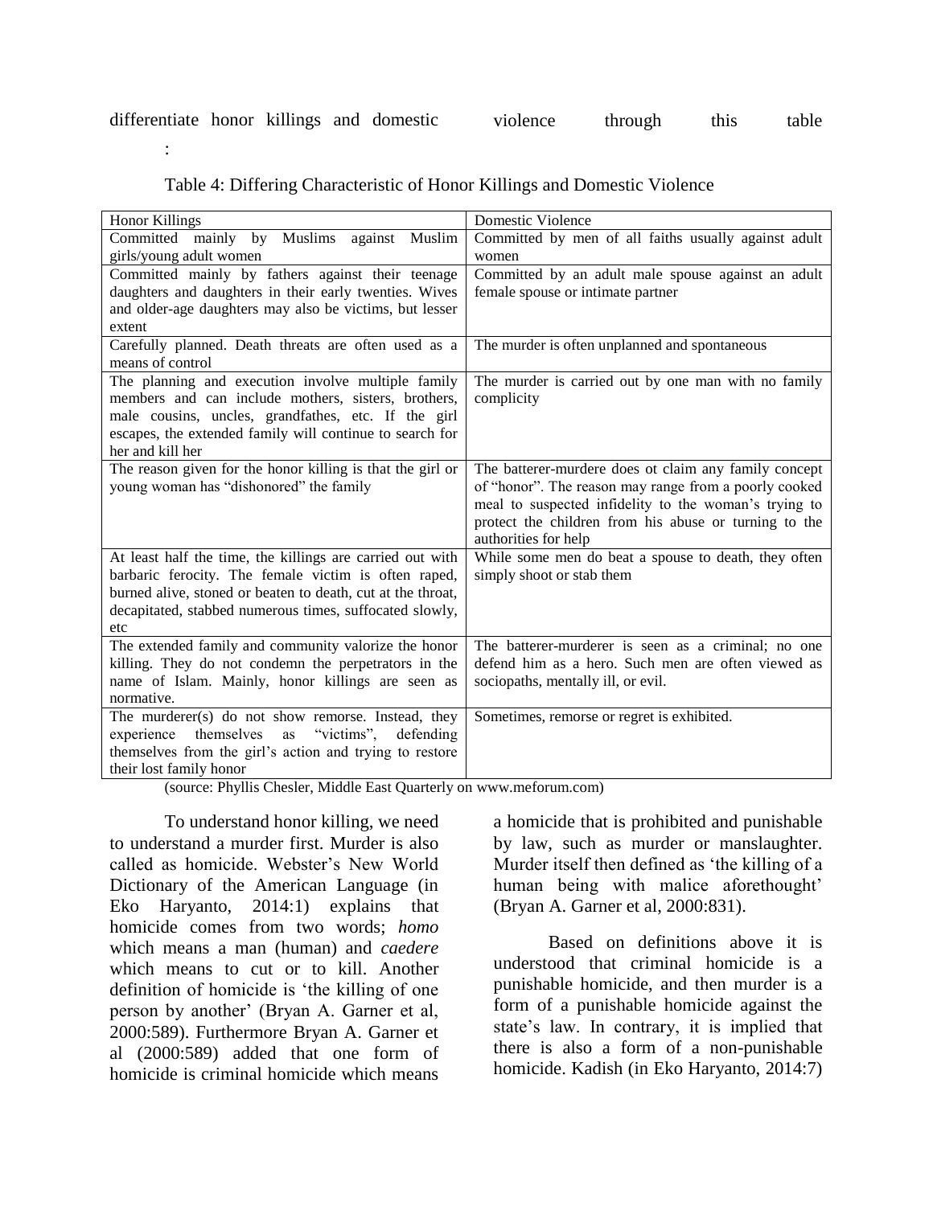differentiate honor killings and domestic violence through this table :

Table 4: Differing Characteristic of Honor Killings and Domestic Violence

| Honor Killings | Domestic Violence |
|---|---|
| Committed mainly by Muslims against Muslim girls/young adult women | Committed by men of all faiths usually against adult women |
| Committed mainly by fathers against their teenage daughters and daughters in their early twenties. Wives and older-age daughters may also be victims, but lesser extent | Committed by an adult male spouse against an adult female spouse or intimate partner |
| Carefully planned. Death threats are often used as a means of control | The murder is often unplanned and spontaneous |
| The planning and execution involve multiple family members and can include mothers, sisters, brothers, male cousins, uncles, grandfathes, etc. If the girl escapes, the extended family will continue to search for her and kill her | The murder is carried out by one man with no family complicity |
| The reason given for the honor killing is that the girl or young woman has "dishonored" the family | The batterer-murdere does ot claim any family concept of "honor". The reason may range from a poorly cooked meal to suspected infidelity to the woman's trying to protect the children from his abuse or turning to the authorities for help |
| At least half the time, the killings are carried out with barbaric ferocity. The female victim is often raped, burned alive, stoned or beaten to death, cut at the throat, decapitated, stabbed numerous times, suffocated slowly, etc | While some men do beat a spouse to death, they often simply shoot or stab them |
| The extended family and community valorize the honor killing. They do not condemn the perpetrators in the name of Islam. Mainly, honor killings are seen as normative. | The batterer-murderer is seen as a criminal; no one defend him as a hero. Such men are often viewed as sociopaths, mentally ill, or evil. |
| The murderer(s) do not show remorse. Instead, they experience themselves as "victims", defending themselves from the girl's action and trying to restore their lost family honor | Sometimes, remorse or regret is exhibited. |

(source: Phyllis Chesler, Middle East Quarterly on www.meforum.com)

To understand honor killing, we need to understand a murder first. Murder is also called as homicide. Webster's New World Dictionary of the American Language (in Eko Haryanto, 2014:1) explains that homicide comes from two words; *homo* which means a man (human) and *caedere* which means to cut or to kill. Another definition of homicide is 'the killing of one person by another' (Bryan A. Garner et al, 2000:589). Furthermore Bryan A. Garner et al (2000:589) added that one form of homicide is criminal homicide which means a homicide that is prohibited and punishable by law, such as murder or manslaughter. Murder itself then defined as 'the killing of a human being with malice aforethought' (Bryan A. Garner et al, 2000:831).

Based on definitions above it is understood that criminal homicide is a punishable homicide, and then murder is a form of a punishable homicide against the state's law. In contrary, it is implied that there is also a form of a non-punishable homicide. Kadish (in Eko Haryanto, 2014:7)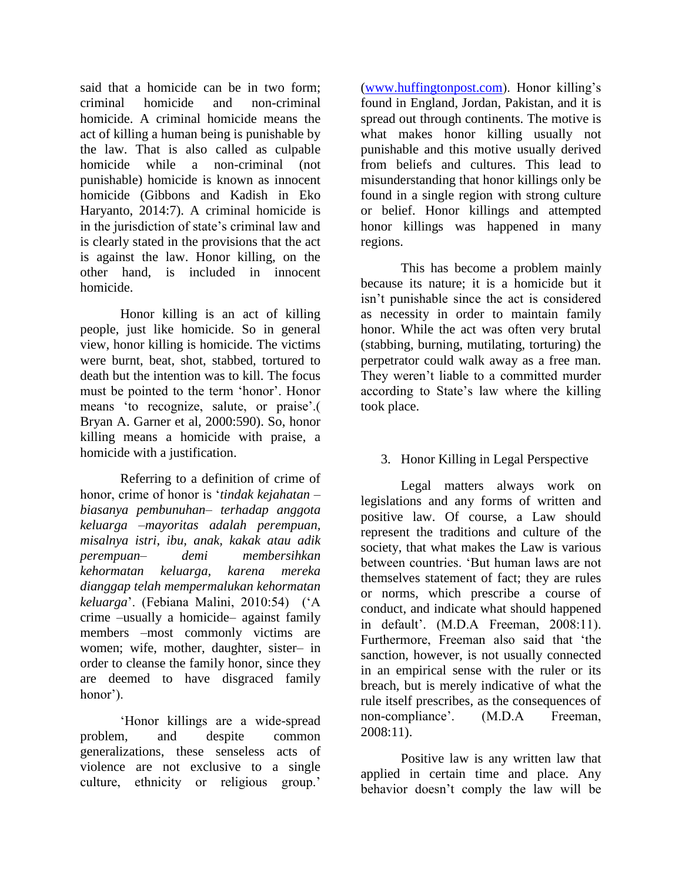said that a homicide can be in two form; criminal homicide and non-criminal homicide. A criminal homicide means the act of killing a human being is punishable by the law. That is also called as culpable homicide while a non-criminal (not punishable) homicide is known as innocent homicide (Gibbons and Kadish in Eko Haryanto, 2014:7). A criminal homicide is in the jurisdiction of state's criminal law and is clearly stated in the provisions that the act is against the law. Honor killing, on the other hand, is included in innocent homicide.

Honor killing is an act of killing people, just like homicide. So in general view, honor killing is homicide. The victims were burnt, beat, shot, stabbed, tortured to death but the intention was to kill. The focus must be pointed to the term 'honor'. Honor means 'to recognize, salute, or praise'.( Bryan A. Garner et al, 2000:590). So, honor killing means a homicide with praise, a homicide with a justification.

Referring to a definition of crime of honor, crime of honor is '*tindak kejahatan – biasanya pembunuhan– terhadap anggota keluarga –mayoritas adalah perempuan, misalnya istri, ibu, anak, kakak atau adik perempuan– demi membersihkan kehormatan keluarga, karena mereka dianggap telah mempermalukan kehormatan keluarga*'. (Febiana Malini, 2010:54) ('A crime –usually a homicide– against family members –most commonly victims are women; wife, mother, daughter, sister– in order to cleanse the family honor, since they are deemed to have disgraced family honor').

'Honor killings are a wide-spread problem, and despite common generalizations, these senseless acts of violence are not exclusive to a single culture, ethnicity or religious group.' (www.huffingtonpost.com). Honor killing's found in England, Jordan, Pakistan, and it is spread out through continents. The motive is what makes honor killing usually not punishable and this motive usually derived from beliefs and cultures. This lead to misunderstanding that honor killings only be found in a single region with strong culture or belief. Honor killings and attempted honor killings was happened in many regions.

This has become a problem mainly because its nature; it is a homicide but it isn't punishable since the act is considered as necessity in order to maintain family honor. While the act was often very brutal (stabbing, burning, mutilating, torturing) the perpetrator could walk away as a free man. They weren't liable to a committed murder according to State's law where the killing took place.

3. Honor Killing in Legal Perspective

Legal matters always work on legislations and any forms of written and positive law. Of course, a Law should represent the traditions and culture of the society, that what makes the Law is various between countries. 'But human laws are not themselves statement of fact; they are rules or norms, which prescribe a course of conduct, and indicate what should happened in default'. (M.D.A Freeman, 2008:11). Furthermore, Freeman also said that 'the sanction, however, is not usually connected in an empirical sense with the ruler or its breach, but is merely indicative of what the rule itself prescribes, as the consequences of non-compliance'. (M.D.A Freeman, 2008:11).

Positive law is any written law that applied in certain time and place. Any behavior doesn't comply the law will be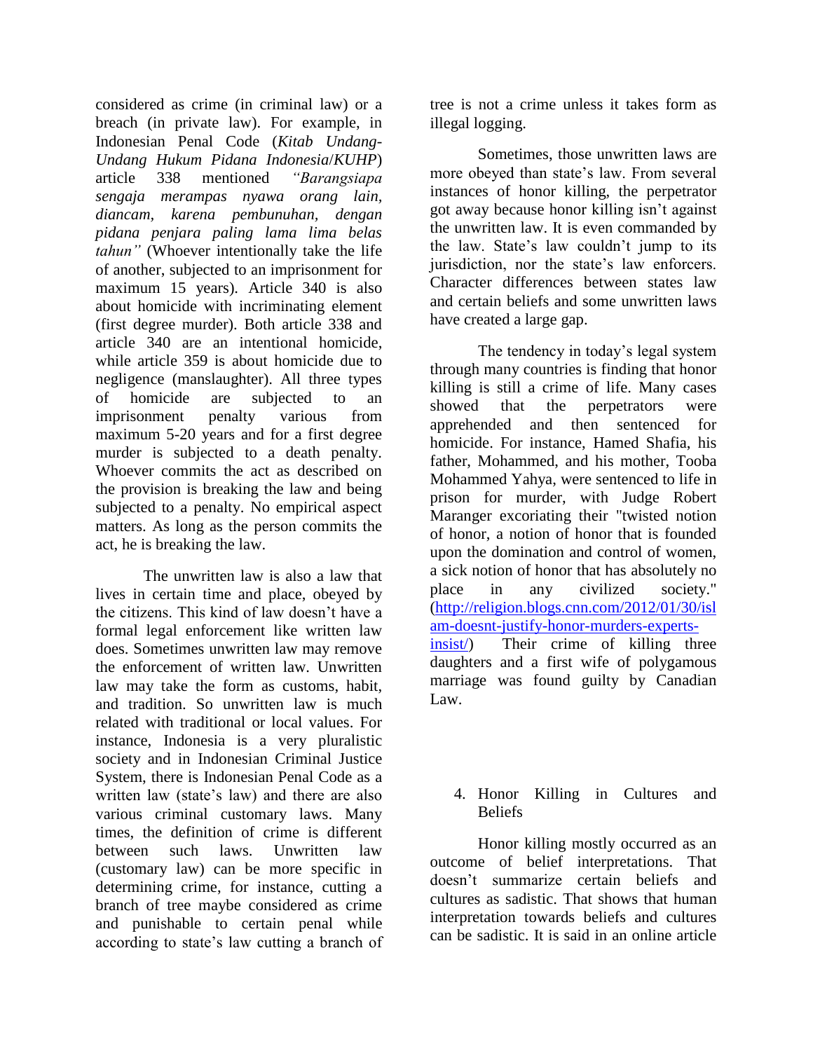considered as crime (in criminal law) or a breach (in private law). For example, in Indonesian Penal Code (*Kitab Undang-Undang Hukum Pidana Indonesia*/*KUHP*) article 338 mentioned *"Barangsiapa sengaja merampas nyawa orang lain, diancam, karena pembunuhan, dengan pidana penjara paling lama lima belas tahun"* (Whoever intentionally take the life of another, subjected to an imprisonment for maximum 15 years). Article 340 is also about homicide with incriminating element (first degree murder). Both article 338 and article 340 are an intentional homicide, while article 359 is about homicide due to negligence (manslaughter). All three types of homicide are subjected to an imprisonment penalty various from maximum 5-20 years and for a first degree murder is subjected to a death penalty. Whoever commits the act as described on the provision is breaking the law and being subjected to a penalty. No empirical aspect matters. As long as the person commits the act, he is breaking the law.

The unwritten law is also a law that lives in certain time and place, obeyed by the citizens. This kind of law doesn't have a formal legal enforcement like written law does. Sometimes unwritten law may remove the enforcement of written law. Unwritten law may take the form as customs, habit, and tradition. So unwritten law is much related with traditional or local values. For instance, Indonesia is a very pluralistic society and in Indonesian Criminal Justice System, there is Indonesian Penal Code as a written law (state's law) and there are also various criminal customary laws. Many times, the definition of crime is different between such laws. Unwritten law (customary law) can be more specific in determining crime, for instance, cutting a branch of tree maybe considered as crime and punishable to certain penal while according to state's law cutting a branch of tree is not a crime unless it takes form as illegal logging.

Sometimes, those unwritten laws are more obeyed than state's law. From several instances of honor killing, the perpetrator got away because honor killing isn't against the unwritten law. It is even commanded by the law. State's law couldn't jump to its jurisdiction, nor the state's law enforcers. Character differences between states law and certain beliefs and some unwritten laws have created a large gap.

The tendency in today's legal system through many countries is finding that honor killing is still a crime of life. Many cases showed that the perpetrators were apprehended and then sentenced for homicide. For instance, Hamed Shafia, his father, Mohammed, and his mother, Tooba Mohammed Yahya, were sentenced to life in prison for murder, with Judge Robert Maranger excoriating their "twisted notion of honor, a notion of honor that is founded upon the domination and control of women, a sick notion of honor that has absolutely no place in any civilized society." (http://religion.blogs.cnn.com/2012/01/30/islam-doesnt-justify-honor-murders-experts-insist/) Their crime of killing three daughters and a first wife of polygamous marriage was found guilty by Canadian Law.

4. Honor Killing in Cultures and Beliefs

Honor killing mostly occurred as an outcome of belief interpretations. That doesn't summarize certain beliefs and cultures as sadistic. That shows that human interpretation towards beliefs and cultures can be sadistic. It is said in an online article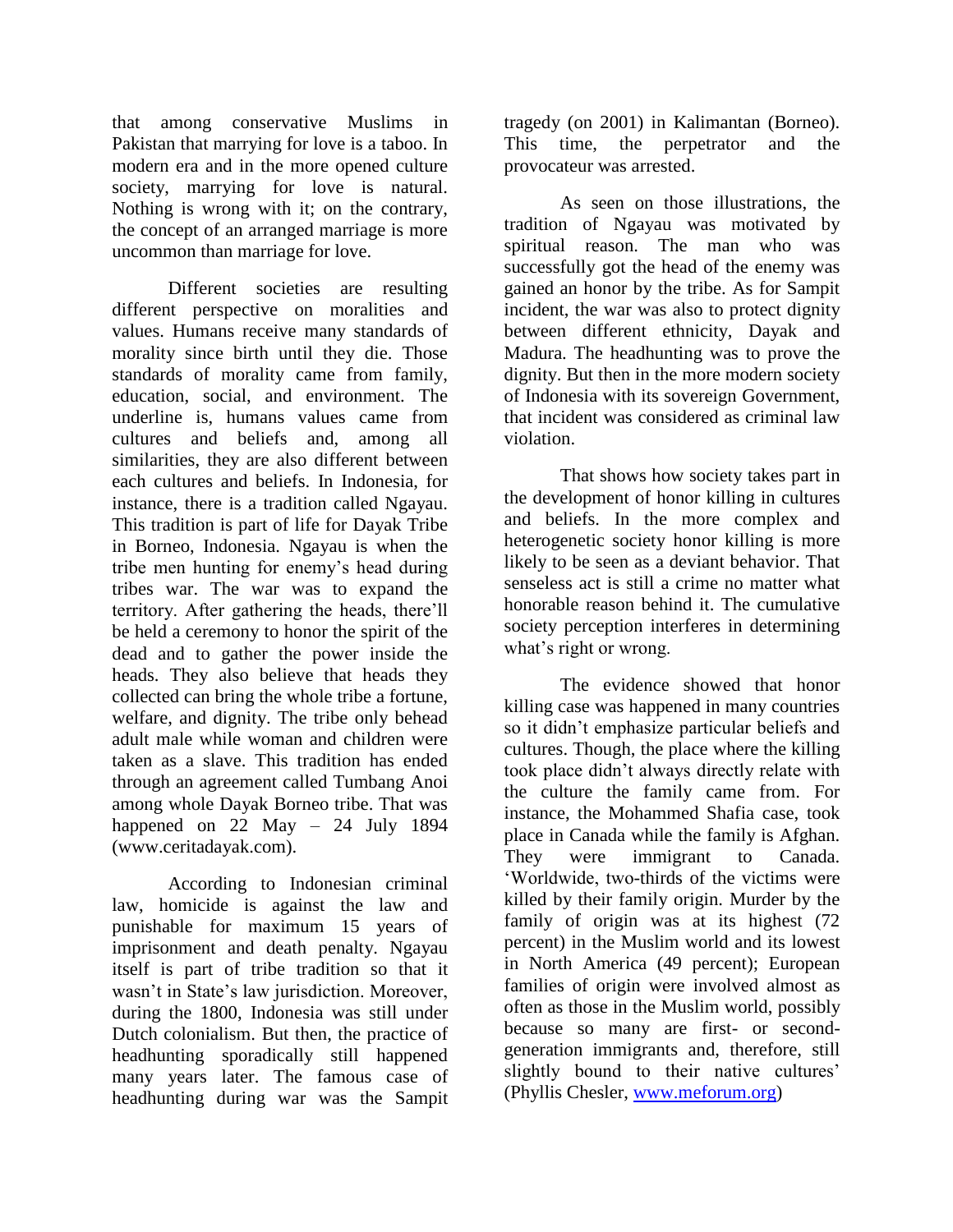that among conservative Muslims in Pakistan that marrying for love is a taboo. In modern era and in the more opened culture society, marrying for love is natural. Nothing is wrong with it; on the contrary, the concept of an arranged marriage is more uncommon than marriage for love.

Different societies are resulting different perspective on moralities and values. Humans receive many standards of morality since birth until they die. Those standards of morality came from family, education, social, and environment. The underline is, humans values came from cultures and beliefs and, among all similarities, they are also different between each cultures and beliefs. In Indonesia, for instance, there is a tradition called Ngayau. This tradition is part of life for Dayak Tribe in Borneo, Indonesia. Ngayau is when the tribe men hunting for enemy's head during tribes war. The war was to expand the territory. After gathering the heads, there'll be held a ceremony to honor the spirit of the dead and to gather the power inside the heads. They also believe that heads they collected can bring the whole tribe a fortune, welfare, and dignity. The tribe only behead adult male while woman and children were taken as a slave. This tradition has ended through an agreement called Tumbang Anoi among whole Dayak Borneo tribe. That was happened on 22 May – 24 July 1894 (www.ceritadayak.com).

According to Indonesian criminal law, homicide is against the law and punishable for maximum 15 years of imprisonment and death penalty. Ngayau itself is part of tribe tradition so that it wasn't in State's law jurisdiction. Moreover, during the 1800, Indonesia was still under Dutch colonialism. But then, the practice of headhunting sporadically still happened many years later. The famous case of headhunting during war was the Sampit tragedy (on 2001) in Kalimantan (Borneo). This time, the perpetrator and the provocateur was arrested.

As seen on those illustrations, the tradition of Ngayau was motivated by spiritual reason. The man who was successfully got the head of the enemy was gained an honor by the tribe. As for Sampit incident, the war was also to protect dignity between different ethnicity, Dayak and Madura. The headhunting was to prove the dignity. But then in the more modern society of Indonesia with its sovereign Government, that incident was considered as criminal law violation.

That shows how society takes part in the development of honor killing in cultures and beliefs. In the more complex and heterogenetic society honor killing is more likely to be seen as a deviant behavior. That senseless act is still a crime no matter what honorable reason behind it. The cumulative society perception interferes in determining what's right or wrong.

The evidence showed that honor killing case was happened in many countries so it didn't emphasize particular beliefs and cultures. Though, the place where the killing took place didn't always directly relate with the culture the family came from. For instance, the Mohammed Shafia case, took place in Canada while the family is Afghan. They were immigrant to Canada. 'Worldwide, two-thirds of the victims were killed by their family origin. Murder by the family of origin was at its highest (72 percent) in the Muslim world and its lowest in North America (49 percent); European families of origin were involved almost as often as those in the Muslim world, possibly because so many are first- or second-generation immigrants and, therefore, still slightly bound to their native cultures' (Phyllis Chesler, www.meforum.org)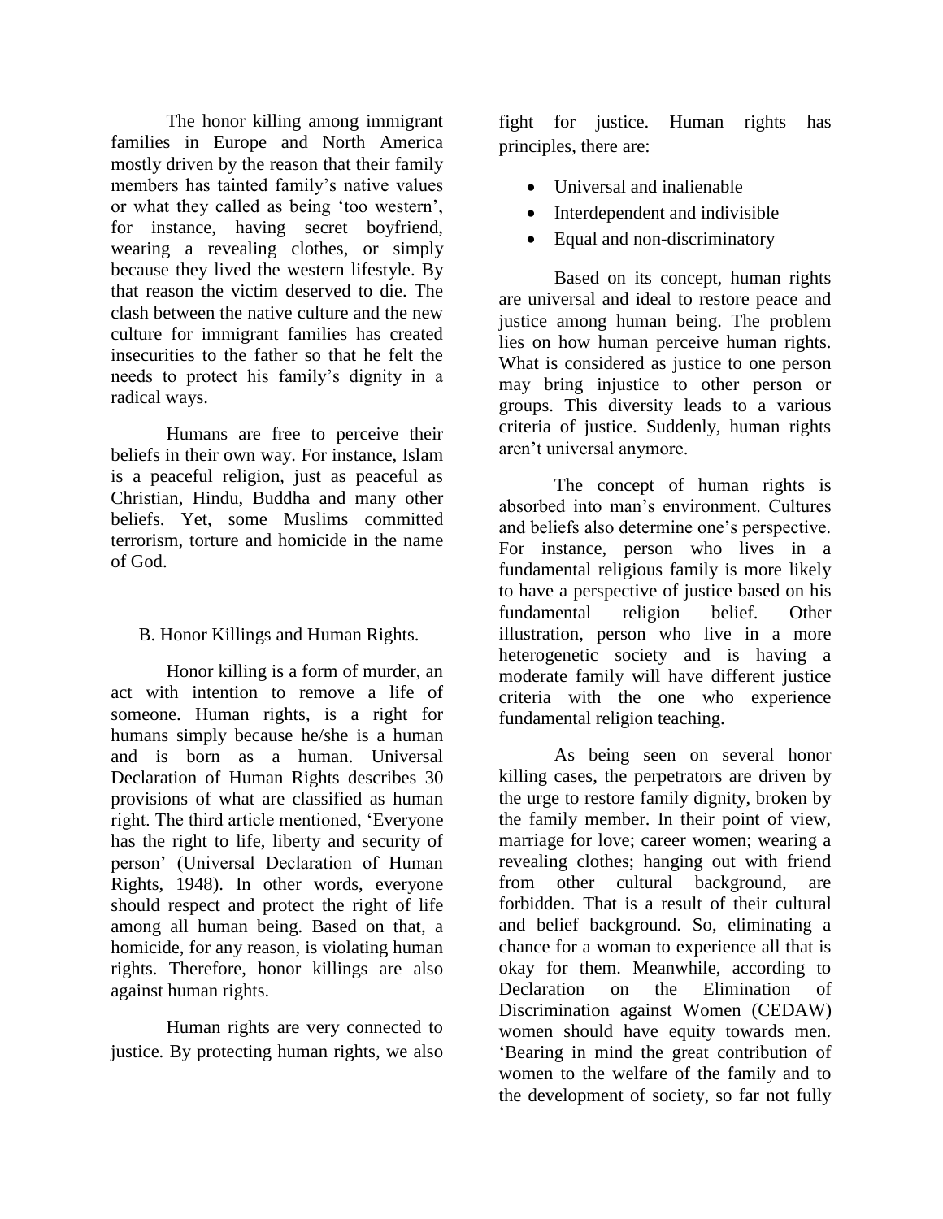The honor killing among immigrant families in Europe and North America mostly driven by the reason that their family members has tainted family's native values or what they called as being 'too western', for instance, having secret boyfriend, wearing a revealing clothes, or simply because they lived the western lifestyle. By that reason the victim deserved to die. The clash between the native culture and the new culture for immigrant families has created insecurities to the father so that he felt the needs to protect his family's dignity in a radical ways.

Humans are free to perceive their beliefs in their own way. For instance, Islam is a peaceful religion, just as peaceful as Christian, Hindu, Buddha and many other beliefs. Yet, some Muslims committed terrorism, torture and homicide in the name of God.

## B. Honor Killings and Human Rights.

Honor killing is a form of murder, an act with intention to remove a life of someone. Human rights, is a right for humans simply because he/she is a human and is born as a human. Universal Declaration of Human Rights describes 30 provisions of what are classified as human right. The third article mentioned, 'Everyone has the right to life, liberty and security of person' (Universal Declaration of Human Rights, 1948). In other words, everyone should respect and protect the right of life among all human being. Based on that, a homicide, for any reason, is violating human rights. Therefore, honor killings are also against human rights.

Human rights are very connected to justice. By protecting human rights, we also fight for justice. Human rights has principles, there are:

- Universal and inalienable
- Interdependent and indivisible
- Equal and non-discriminatory

Based on its concept, human rights are universal and ideal to restore peace and justice among human being. The problem lies on how human perceive human rights. What is considered as justice to one person may bring injustice to other person or groups. This diversity leads to a various criteria of justice. Suddenly, human rights aren't universal anymore.

The concept of human rights is absorbed into man's environment. Cultures and beliefs also determine one's perspective. For instance, person who lives in a fundamental religious family is more likely to have a perspective of justice based on his fundamental religion belief. Other illustration, person who live in a more heterogenetic society and is having a moderate family will have different justice criteria with the one who experience fundamental religion teaching.

As being seen on several honor killing cases, the perpetrators are driven by the urge to restore family dignity, broken by the family member. In their point of view, marriage for love; career women; wearing a revealing clothes; hanging out with friend from other cultural background, are forbidden. That is a result of their cultural and belief background. So, eliminating a chance for a woman to experience all that is okay for them. Meanwhile, according to Declaration on the Elimination of Discrimination against Women (CEDAW) women should have equity towards men. 'Bearing in mind the great contribution of women to the welfare of the family and to the development of society, so far not fully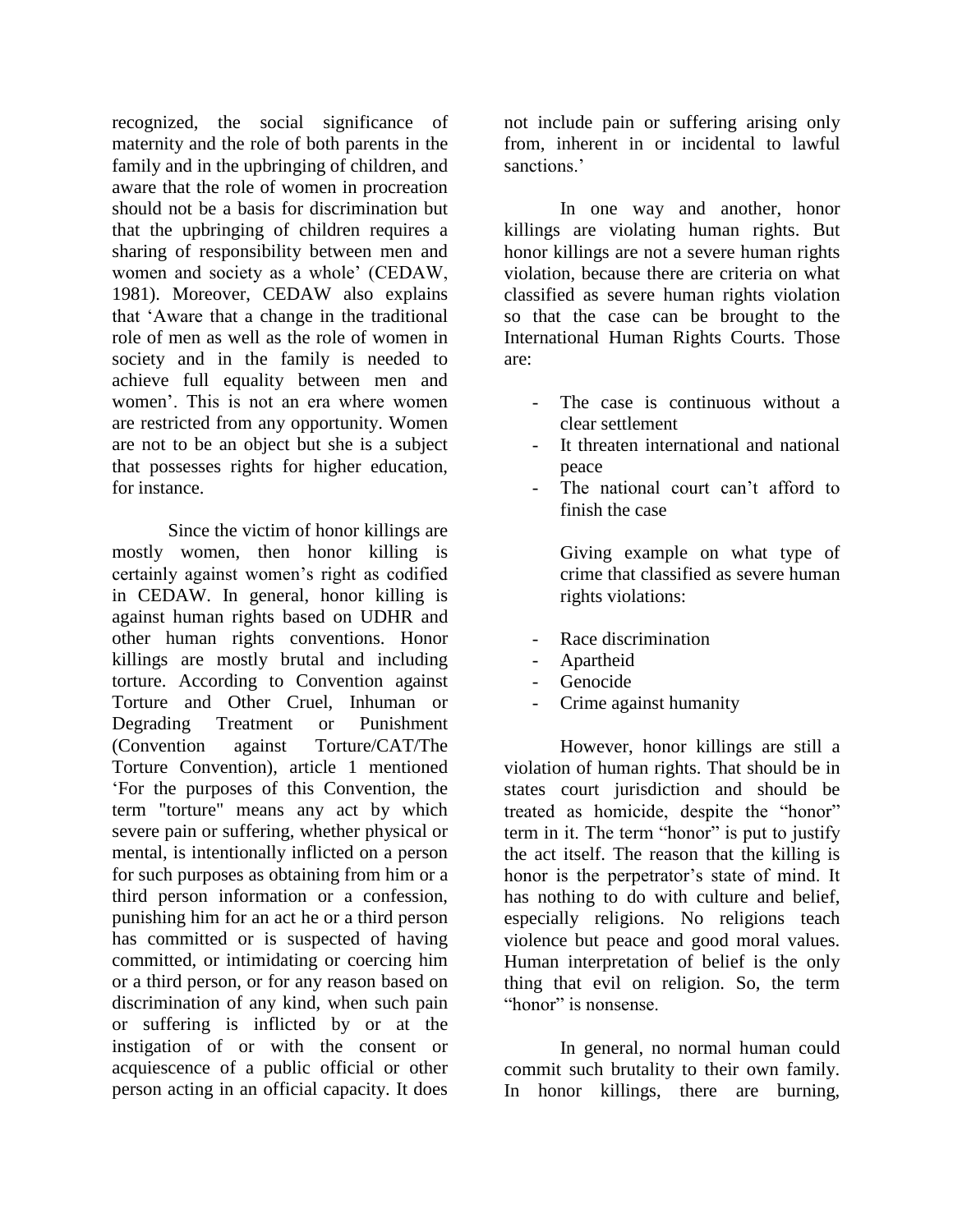recognized, the social significance of maternity and the role of both parents in the family and in the upbringing of children, and aware that the role of women in procreation should not be a basis for discrimination but that the upbringing of children requires a sharing of responsibility between men and women and society as a whole' (CEDAW, 1981). Moreover, CEDAW also explains that 'Aware that a change in the traditional role of men as well as the role of women in society and in the family is needed to achieve full equality between men and women'. This is not an era where women are restricted from any opportunity. Women are not to be an object but she is a subject that possesses rights for higher education, for instance.

Since the victim of honor killings are mostly women, then honor killing is certainly against women's right as codified in CEDAW. In general, honor killing is against human rights based on UDHR and other human rights conventions. Honor killings are mostly brutal and including torture. According to Convention against Torture and Other Cruel, Inhuman or Degrading Treatment or Punishment (Convention against Torture/CAT/The Torture Convention), article 1 mentioned 'For the purposes of this Convention, the term "torture" means any act by which severe pain or suffering, whether physical or mental, is intentionally inflicted on a person for such purposes as obtaining from him or a third person information or a confession, punishing him for an act he or a third person has committed or is suspected of having committed, or intimidating or coercing him or a third person, or for any reason based on discrimination of any kind, when such pain or suffering is inflicted by or at the instigation of or with the consent or acquiescence of a public official or other person acting in an official capacity. It does not include pain or suffering arising only from, inherent in or incidental to lawful sanctions.'

In one way and another, honor killings are violating human rights. But honor killings are not a severe human rights violation, because there are criteria on what classified as severe human rights violation so that the case can be brought to the International Human Rights Courts. Those are:

- The case is continuous without a clear settlement
- It threaten international and national peace
- The national court can't afford to finish the case

Giving example on what type of crime that classified as severe human rights violations:

- Race discrimination
- Apartheid
- Genocide
- Crime against humanity

However, honor killings are still a violation of human rights. That should be in states court jurisdiction and should be treated as homicide, despite the "honor" term in it. The term "honor" is put to justify the act itself. The reason that the killing is honor is the perpetrator's state of mind. It has nothing to do with culture and belief, especially religions. No religions teach violence but peace and good moral values. Human interpretation of belief is the only thing that evil on religion. So, the term "honor" is nonsense.

In general, no normal human could commit such brutality to their own family. In honor killings, there are burning,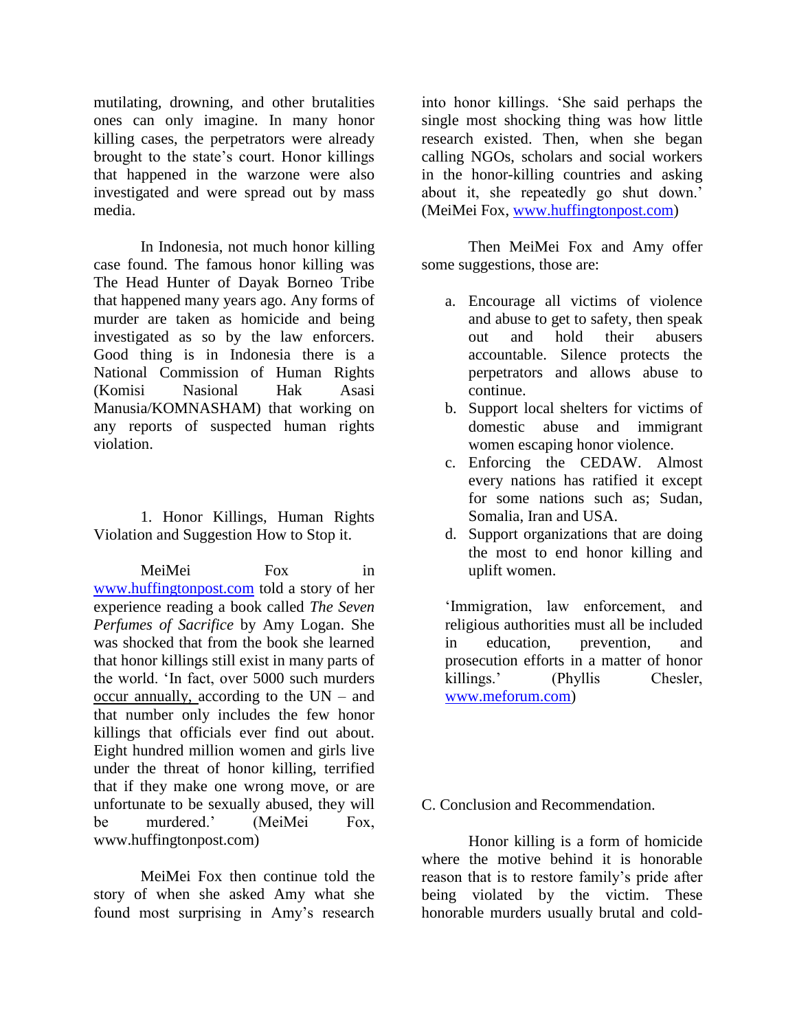mutilating, drowning, and other brutalities ones can only imagine. In many honor killing cases, the perpetrators were already brought to the state's court. Honor killings that happened in the warzone were also investigated and were spread out by mass media.

In Indonesia, not much honor killing case found. The famous honor killing was The Head Hunter of Dayak Borneo Tribe that happened many years ago. Any forms of murder are taken as homicide and being investigated as so by the law enforcers. Good thing is in Indonesia there is a National Commission of Human Rights (Komisi Nasional Hak Asasi Manusia/KOMNASHAM) that working on any reports of suspected human rights violation.

1. Honor Killings, Human Rights Violation and Suggestion How to Stop it.

MeiMei Fox in www.huffingtonpost.com told a story of her experience reading a book called *The Seven Perfumes of Sacrifice* by Amy Logan. She was shocked that from the book she learned that honor killings still exist in many parts of the world. 'In fact, over 5000 such murders occur annually, according to the UN – and that number only includes the few honor killings that officials ever find out about. Eight hundred million women and girls live under the threat of honor killing, terrified that if they make one wrong move, or are unfortunate to be sexually abused, they will be murdered.' (MeiMei Fox, www.huffingtonpost.com)

MeiMei Fox then continue told the story of when she asked Amy what she found most surprising in Amy's research into honor killings. 'She said perhaps the single most shocking thing was how little research existed. Then, when she began calling NGOs, scholars and social workers in the honor-killing countries and asking about it, she repeatedly go shut down.' (MeiMei Fox, www.huffingtonpost.com)

Then MeiMei Fox and Amy offer some suggestions, those are:

a. Encourage all victims of violence and abuse to get to safety, then speak out and hold their abusers accountable. Silence protects the perpetrators and allows abuse to continue.
b. Support local shelters for victims of domestic abuse and immigrant women escaping honor violence.
c. Enforcing the CEDAW. Almost every nations has ratified it except for some nations such as; Sudan, Somalia, Iran and USA.
d. Support organizations that are doing the most to end honor killing and uplift women.

> 'Immigration, law enforcement, and religious authorities must all be included in education, prevention, and prosecution efforts in a matter of honor killings.' (Phyllis Chesler, www.meforum.com)

C. Conclusion and Recommendation.

Honor killing is a form of homicide where the motive behind it is honorable reason that is to restore family's pride after being violated by the victim. These honorable murders usually brutal and cold-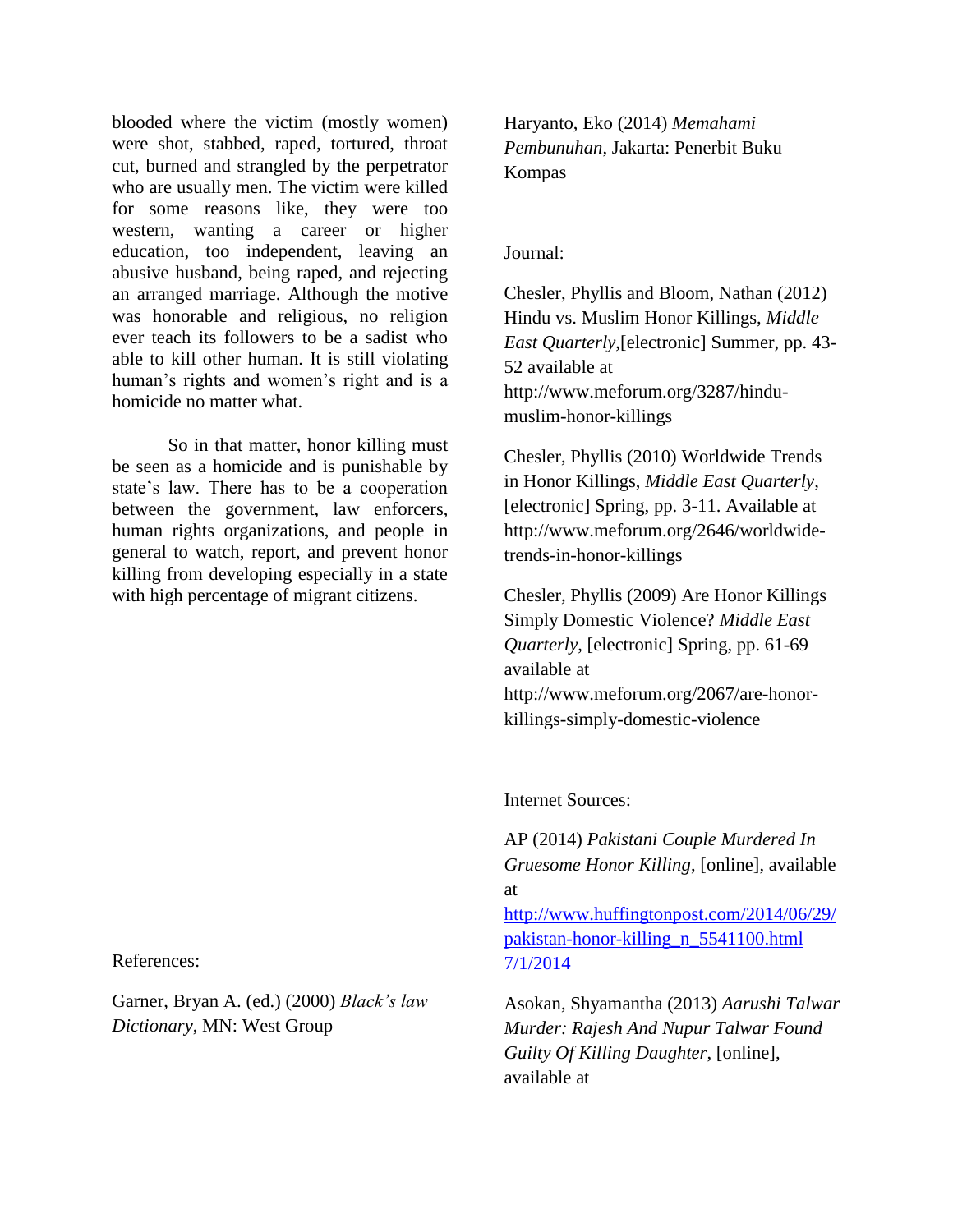blooded where the victim (mostly women) were shot, stabbed, raped, tortured, throat cut, burned and strangled by the perpetrator who are usually men. The victim were killed for some reasons like, they were too western, wanting a career or higher education, too independent, leaving an abusive husband, being raped, and rejecting an arranged marriage. Although the motive was honorable and religious, no religion ever teach its followers to be a sadist who able to kill other human. It is still violating human's rights and women's right and is a homicide no matter what.

So in that matter, honor killing must be seen as a homicide and is punishable by state's law. There has to be a cooperation between the government, law enforcers, human rights organizations, and people in general to watch, report, and prevent honor killing from developing especially in a state with high percentage of migrant citizens.

References:

Garner, Bryan A. (ed.) (2000) *Black's law Dictionary*, MN: West Group

Haryanto, Eko (2014) *Memahami Pembunuhan*, Jakarta: Penerbit Buku Kompas

Journal:

Chesler, Phyllis and Bloom, Nathan (2012) Hindu vs. Muslim Honor Killings, *Middle East Quarterly*,[electronic] Summer, pp. 43-52 available at http://www.meforum.org/3287/hindu-muslim-honor-killings

Chesler, Phyllis (2010) Worldwide Trends in Honor Killings, *Middle East Quarterly*, [electronic] Spring, pp. 3-11. Available at http://www.meforum.org/2646/worldwide-trends-in-honor-killings

Chesler, Phyllis (2009) Are Honor Killings Simply Domestic Violence? *Middle East Quarterly*, [electronic] Spring, pp. 61-69 available at http://www.meforum.org/2067/are-honor-killings-simply-domestic-violence

Internet Sources:

AP (2014) *Pakistani Couple Murdered In Gruesome Honor Killing*, [online], available at http://www.huffingtonpost.com/2014/06/29/pakistan-honor-killing_n_5541100.html 7/1/2014

Asokan, Shyamantha (2013) *Aarushi Talwar Murder: Rajesh And Nupur Talwar Found Guilty Of Killing Daughter*, [online], available at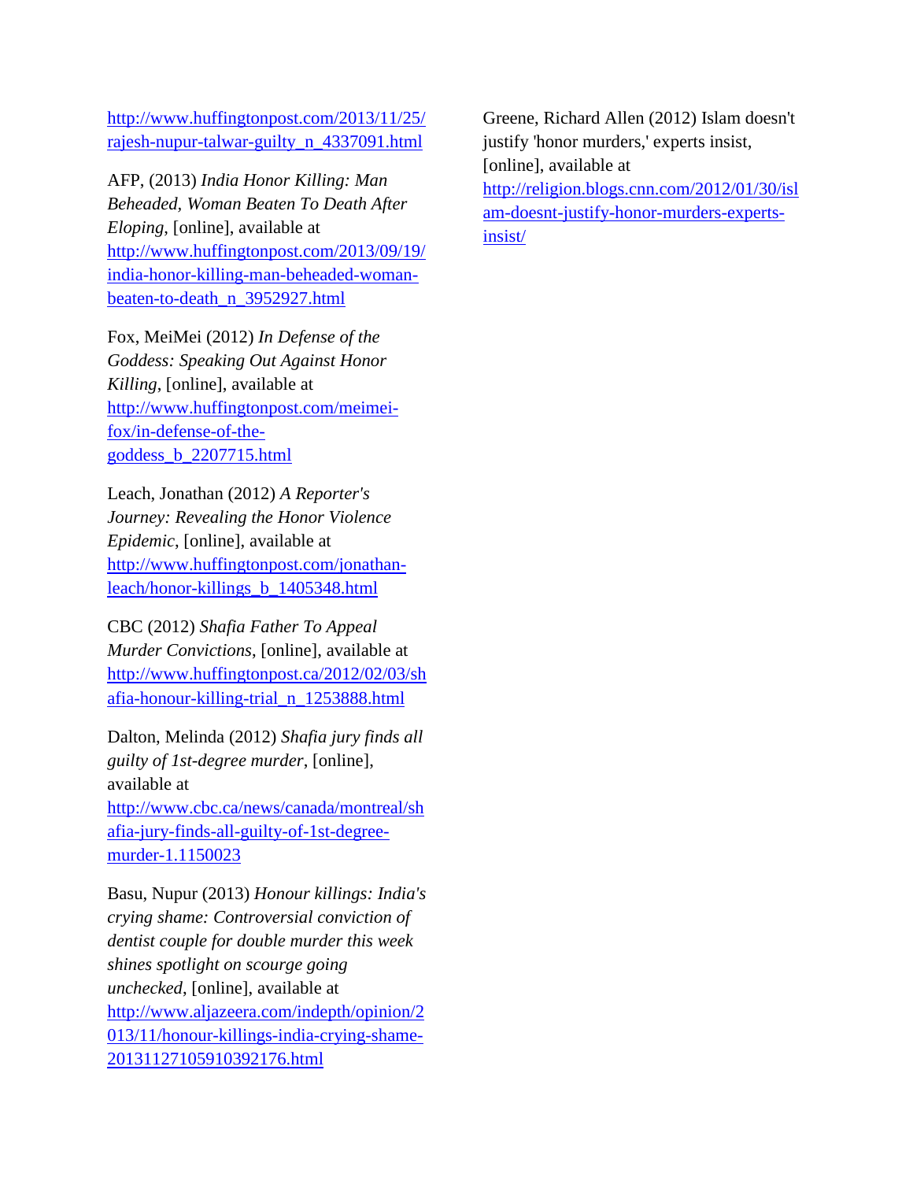http://www.huffingtonpost.com/2013/11/25/rajesh-nupur-talwar-guilty_n_4337091.html

AFP, (2013) *India Honor Killing: Man Beheaded, Woman Beaten To Death After Eloping*, [online], available at http://www.huffingtonpost.com/2013/09/19/india-honor-killing-man-beheaded-woman-beaten-to-death_n_3952927.html

Fox, MeiMei (2012) *In Defense of the Goddess: Speaking Out Against Honor Killing*, [online], available at http://www.huffingtonpost.com/meimei-fox/in-defense-of-the-goddess_b_2207715.html

Leach, Jonathan (2012) *A Reporter's Journey: Revealing the Honor Violence Epidemic*, [online], available at http://www.huffingtonpost.com/jonathan-leach/honor-killings_b_1405348.html

CBC (2012) *Shafia Father To Appeal Murder Convictions*, [online], available at http://www.huffingtonpost.ca/2012/02/03/shafia-honour-killing-trial_n_1253888.html

Dalton, Melinda (2012) *Shafia jury finds all guilty of 1st-degree murder*, [online], available at http://www.cbc.ca/news/canada/montreal/shafia-jury-finds-all-guilty-of-1st-degree-murder-1.1150023

Basu, Nupur (2013) *Honour killings: India's crying shame: Controversial conviction of dentist couple for double murder this week shines spotlight on scourge going unchecked*, [online], available at http://www.aljazeera.com/indepth/opinion/2013/11/honour-killings-india-crying-shame-20131127105910392176.html

Greene, Richard Allen (2012) Islam doesn't justify 'honor murders,' experts insist, [online], available at http://religion.blogs.cnn.com/2012/01/30/islam-doesnt-justify-honor-murders-experts-insist/